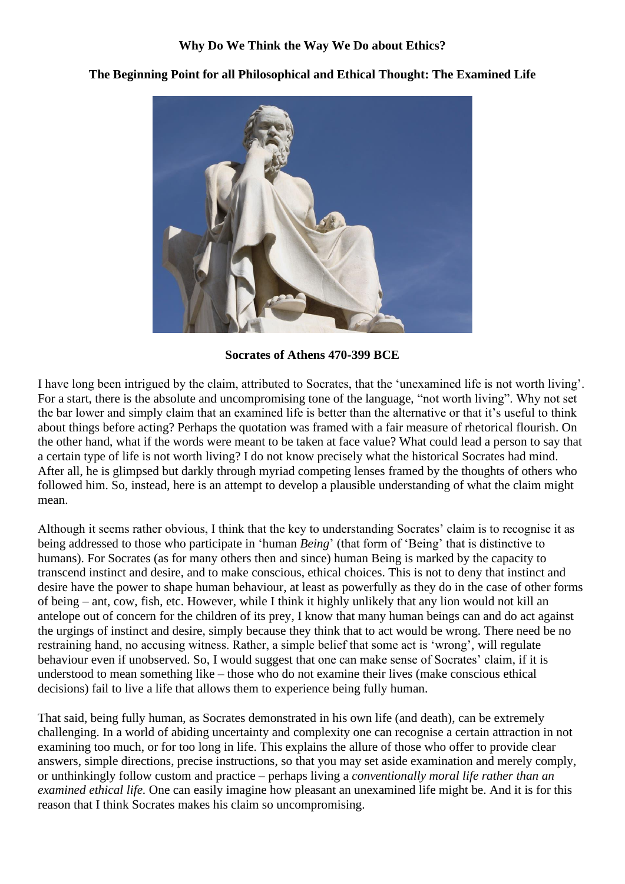**Why Do We Think the Way We Do about Ethics?**

**The Beginning Point for all Philosophical and Ethical Thought: The Examined Life**

**Socrates of Athens 470-399 BCE**

I have long been intrigued by the claim, attributed to Socrates, that the 'unexamined life is not worth living'. For a start, there is the absolute and uncompromising tone of the language, "not worth living". Why not set the bar lower and simply claim that an examined life is better than the alternative or that it's useful to think about things before acting? Perhaps the quotation was framed with a fair measure of rhetorical flourish. On the other hand, what if the words were meant to be taken at face value? What could lead a person to say that a certain type of life is not worth living? I do not know precisely what the historical Socrates had mind. After all, he is glimpsed but darkly through myriad competing lenses framed by the thoughts of others who followed him. So, instead, here is an attempt to develop a plausible understanding of what the claim might mean.

Although it seems rather obvious, I think that the key to understanding Socrates' claim is to recognise it as being addressed to those who participate in 'human *Being*' (that form of 'Being' that is distinctive to humans). For Socrates (as for many others then and since) human Being is marked by the capacity to transcend instinct and desire, and to make conscious, ethical choices. This is not to deny that instinct and desire have the power to shape human behaviour, at least as powerfully as they do in the case of other forms of being – ant, cow, fish, etc. However, while I think it highly unlikely that any lion would not kill an antelope out of concern for the children of its prey, I know that many human beings can and do act against the urgings of instinct and desire, simply because they think that to act would be wrong. There need be no restraining hand, no accusing witness. Rather, a simple belief that some act is 'wrong', will regulate behaviour even if unobserved. So, I would suggest that one can make sense of Socrates' claim, if it is understood to mean something like – those who do not examine their lives (make conscious ethical decisions) fail to live a life that allows them to experience being fully human.

That said, being fully human, as Socrates demonstrated in his own life (and death), can be extremely challenging. In a world of abiding uncertainty and complexity one can recognise a certain attraction in not examining too much, or for too long in life. This explains the allure of those who offer to provide clear answers, simple directions, precise instructions, so that you may set aside examination and merely comply, or unthinkingly follow custom and practice – perhaps living a *conventionally moral life rather than an examined ethical life.* One can easily imagine how pleasant an unexamined life might be. And it is for this reason that I think Socrates makes his claim so uncompromising.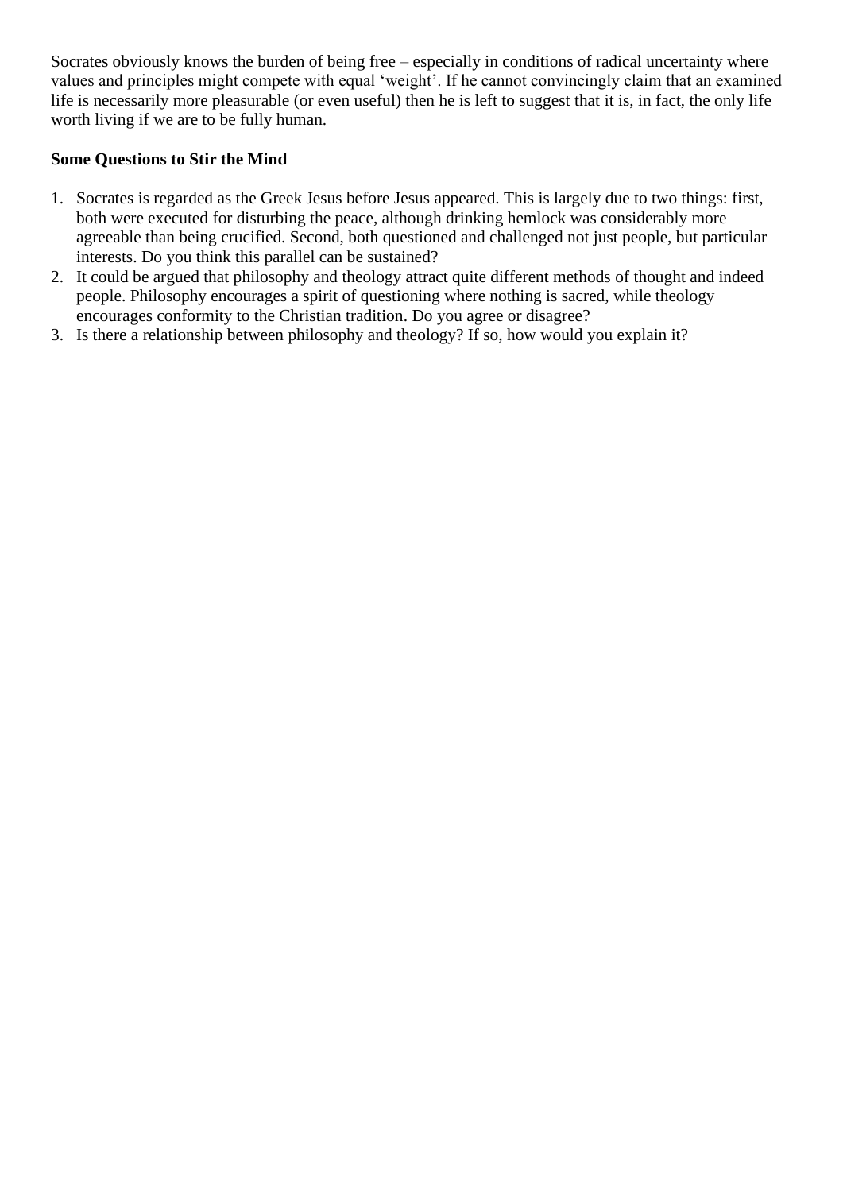Socrates obviously knows the burden of being free – especially in conditions of radical uncertainty where values and principles might compete with equal 'weight'. If he cannot convincingly claim that an examined life is necessarily more pleasurable (or even useful) then he is left to suggest that it is, in fact, the only life worth living if we are to be fully human.

**Some Questions to Stir the Mind**

1. Socrates is regarded as the Greek Jesus before Jesus appeared. This is largely due to two things: first, both were executed for disturbing the peace, although drinking hemlock was considerably more agreeable than being crucified. Second, both questioned and challenged not just people, but particular interests. Do you think this parallel can be sustained?
2. It could be argued that philosophy and theology attract quite different methods of thought and indeed people. Philosophy encourages a spirit of questioning where nothing is sacred, while theology encourages conformity to the Christian tradition. Do you agree or disagree?
3. Is there a relationship between philosophy and theology? If so, how would you explain it?